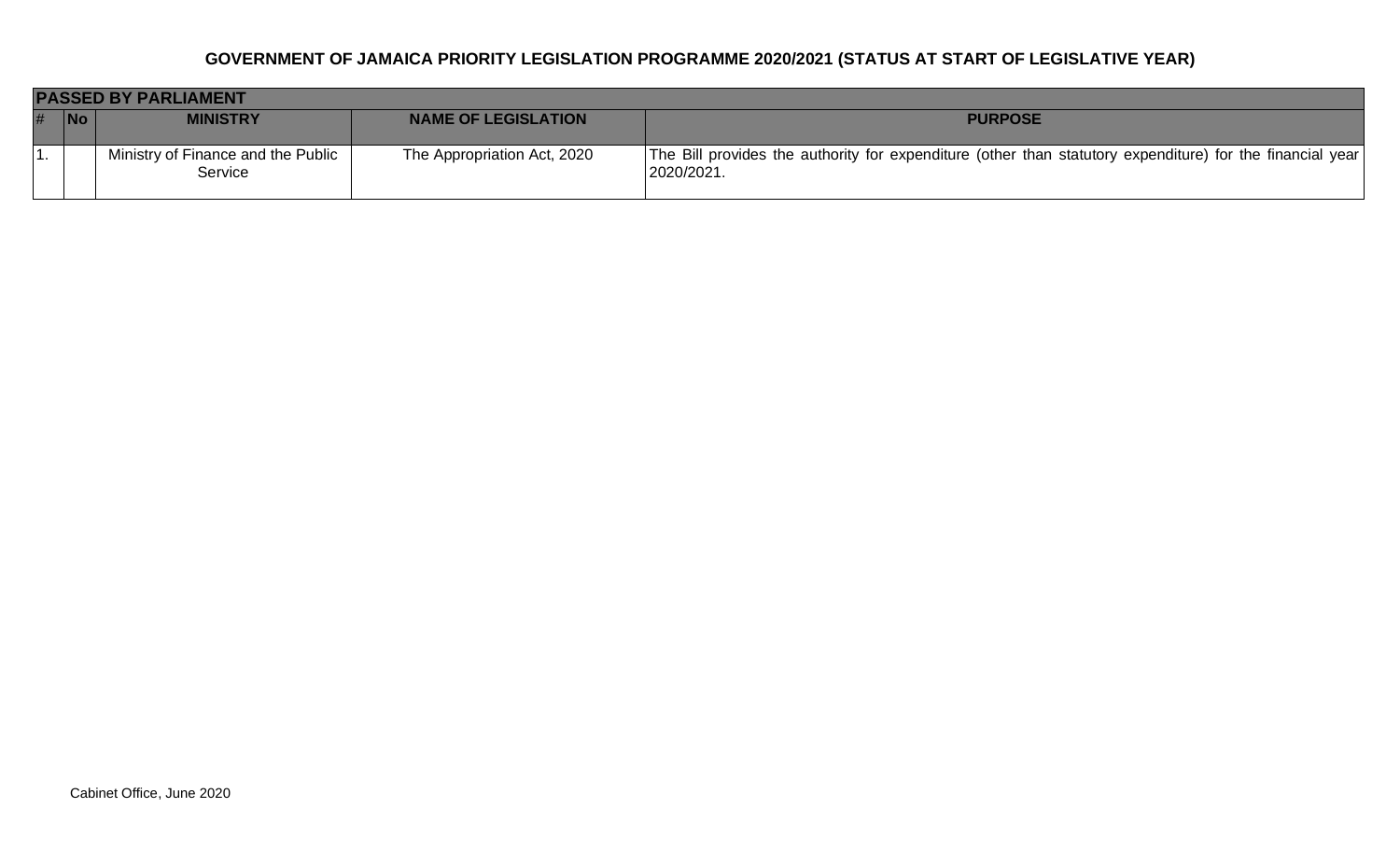# GOVERNMENT OF JAMAICA PRIORITY LEGISLATION PROGRAMME 2020/2021 (STATUS AT START OF LEGISLATIVE YEAR)

| PASSED BY PARLIAMENT | | | | |
|---|---|---|---|---|
| # | No | MINISTRY | NAME OF LEGISLATION | PURPOSE |
| 1. | | Ministry of Finance and the Public Service | The Appropriation Act, 2020 | The Bill provides the authority for expenditure (other than statutory expenditure) for the financial year 2020/2021. |

Cabinet Office, June 2020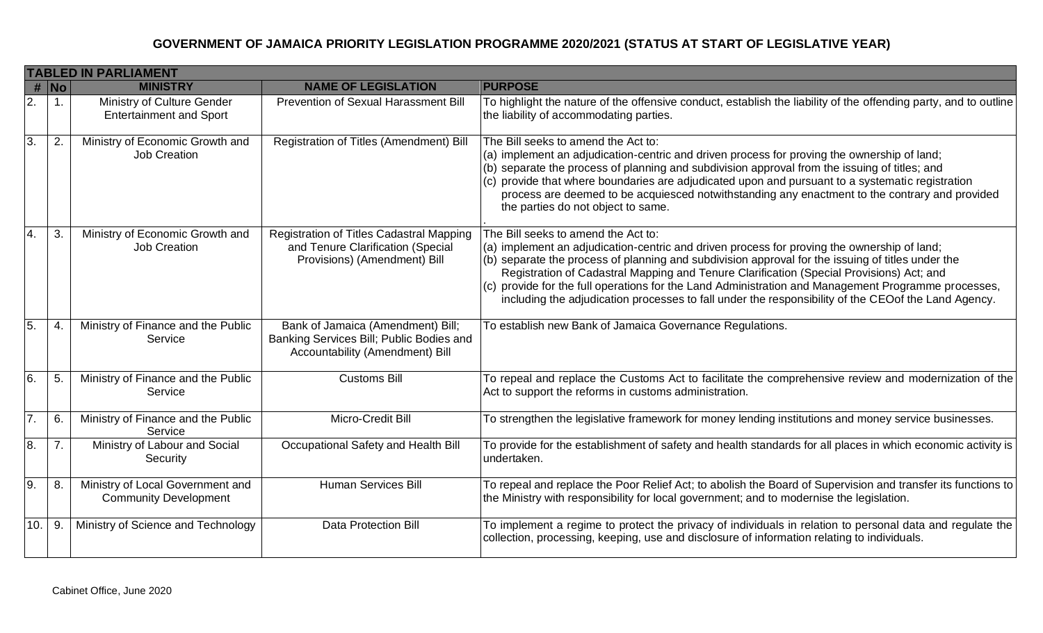## GOVERNMENT OF JAMAICA PRIORITY LEGISLATION PROGRAMME 2020/2021 (STATUS AT START OF LEGISLATIVE YEAR)

| # | No | MINISTRY | NAME OF LEGISLATION | PURPOSE |
|---|---|---|---|---|
| **TABLED IN PARLIAMENT** | | | | |
| 2. | 1. | Ministry of Culture Gender Entertainment and Sport | Prevention of Sexual Harassment Bill | To highlight the nature of the offensive conduct, establish the liability of the offending party, and to outline the liability of accommodating parties. |
| 3. | 2. | Ministry of Economic Growth and Job Creation | Registration of Titles (Amendment) Bill | The Bill seeks to amend the Act to:<br>(a) implement an adjudication-centric and driven process for proving the ownership of land;<br>(b) separate the process of planning and subdivision approval from the issuing of titles; and<br>(c) provide that where boundaries are adjudicated upon and pursuant to a systematic registration process are deemed to be acquiesced notwithstanding any enactment to the contrary and provided the parties do not object to same.<br>. |
| 4. | 3. | Ministry of Economic Growth and Job Creation | Registration of Titles Cadastral Mapping and Tenure Clarification (Special Provisions) (Amendment) Bill | The Bill seeks to amend the Act to:<br>(a) implement an adjudication-centric and driven process for proving the ownership of land;<br>(b) separate the process of planning and subdivision approval for the issuing of titles under the Registration of Cadastral Mapping and Tenure Clarification (Special Provisions) Act; and<br>(c) provide for the full operations for the Land Administration and Management Programme processes, including the adjudication processes to fall under the responsibility of the CEOof the Land Agency. |
| 5. | 4. | Ministry of Finance and the Public Service | Bank of Jamaica (Amendment) Bill; Banking Services Bill; Public Bodies and Accountability (Amendment) Bill | To establish new Bank of Jamaica Governance Regulations. |
| 6. | 5. | Ministry of Finance and the Public Service | Customs Bill | To repeal and replace the Customs Act to facilitate the comprehensive review and modernization of the Act to support the reforms in customs administration. |
| 7. | 6. | Ministry of Finance and the Public Service | Micro-Credit Bill | To strengthen the legislative framework for money lending institutions and money service businesses. |
| 8. | 7. | Ministry of Labour and Social Security | Occupational Safety and Health Bill | To provide for the establishment of safety and health standards for all places in which economic activity is undertaken. |
| 9. | 8. | Ministry of Local Government and Community Development | Human Services Bill | To repeal and replace the Poor Relief Act; to abolish the Board of Supervision and transfer its functions to the Ministry with responsibility for local government; and to modernise the legislation. |
| 10. | 9. | Ministry of Science and Technology | Data Protection Bill | To implement a regime to protect the privacy of individuals in relation to personal data and regulate the collection, processing, keeping, use and disclosure of information relating to individuals. |

Cabinet Office, June 2020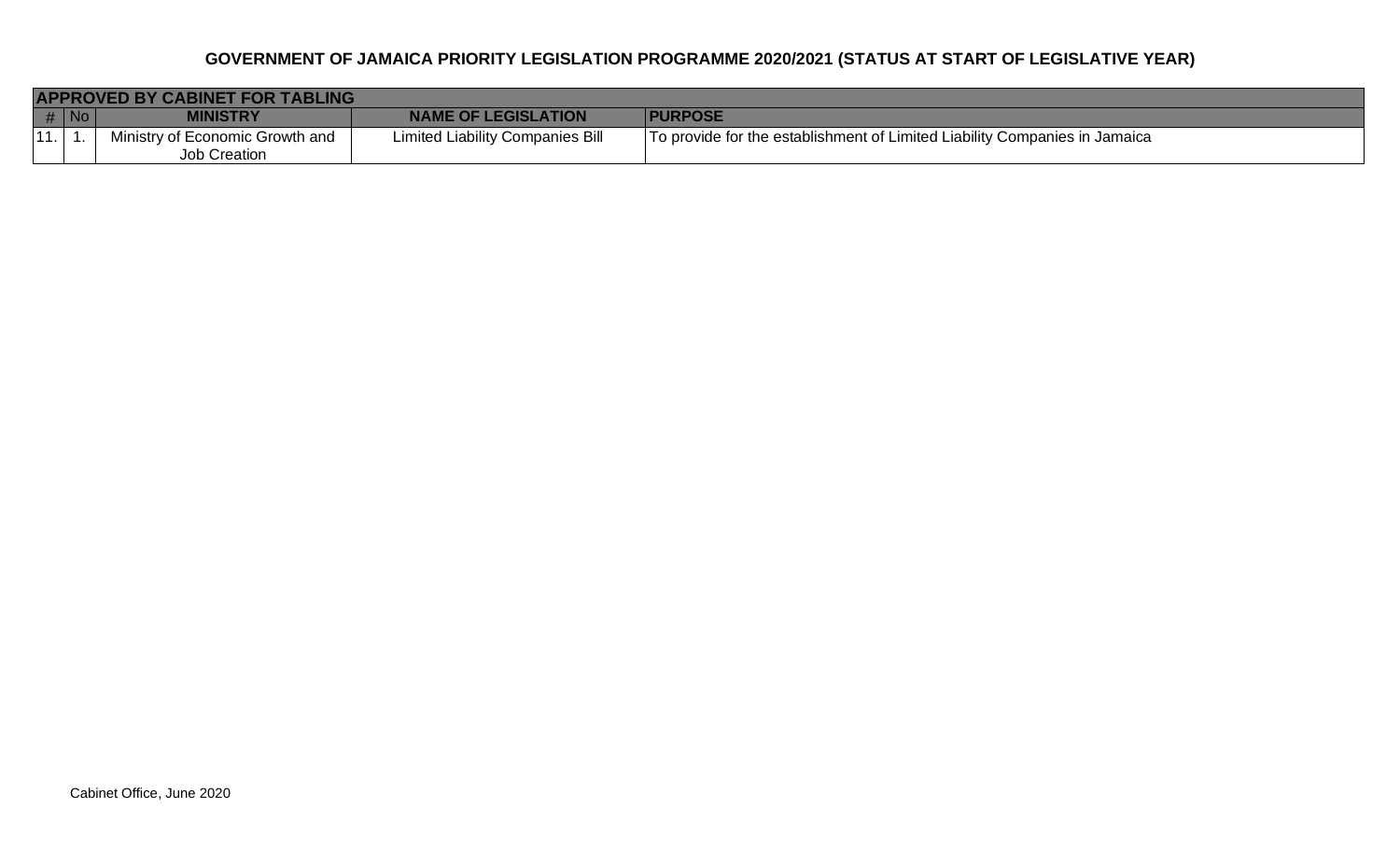## GOVERNMENT OF JAMAICA PRIORITY LEGISLATION PROGRAMME 2020/2021 (STATUS AT START OF LEGISLATIVE YEAR)

| **APPROVED BY CABINET FOR TABLING** | | | | |
|---|---|---|---|---|
| **#** | **No** | **MINISTRY** | **NAME OF LEGISLATION** | **PURPOSE** |
| 11. | 1. | Ministry of Economic Growth and Job Creation | Limited Liability Companies Bill | To provide for the establishment of Limited Liability Companies in Jamaica |

Cabinet Office, June 2020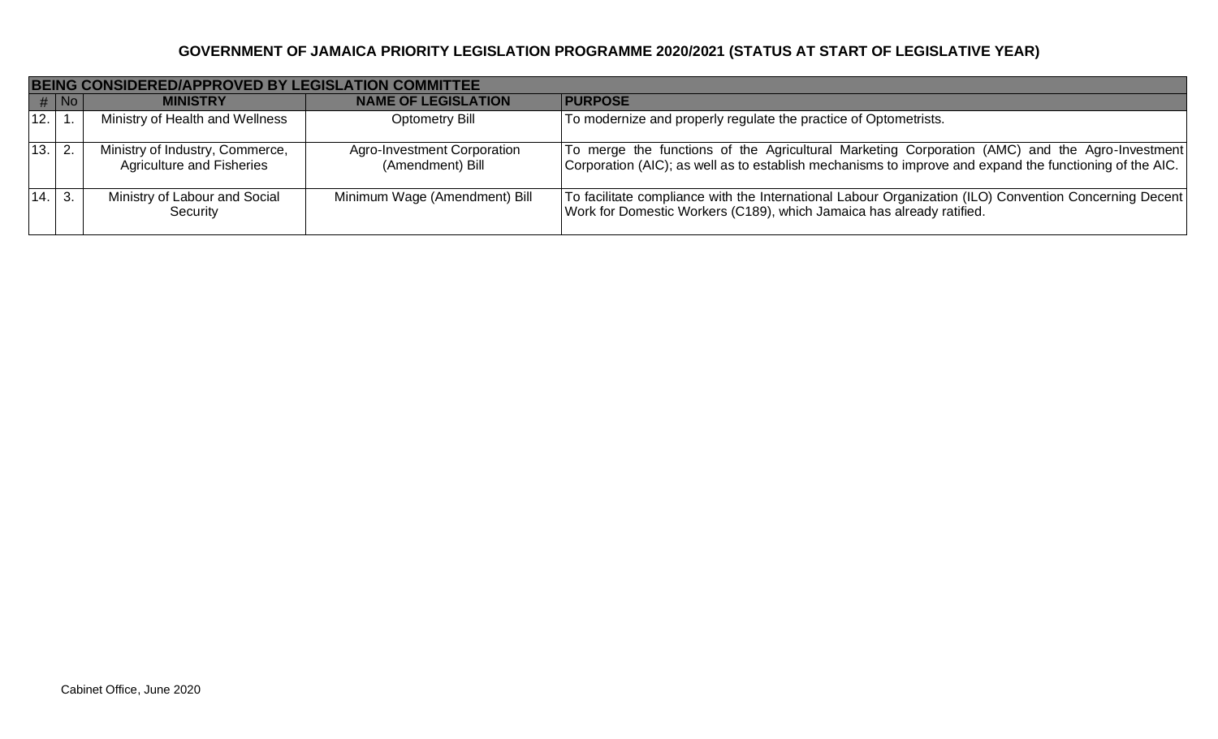# GOVERNMENT OF JAMAICA PRIORITY LEGISLATION PROGRAMME 2020/2021 (STATUS AT START OF LEGISLATIVE YEAR)

| BEING CONSIDERED/APPROVED BY LEGISLATION COMMITTEE | | | | |
|---|---|---|---|---|
| # | No | MINISTRY | NAME OF LEGISLATION | PURPOSE |
| 12. | 1. | Ministry of Health and Wellness | Optometry Bill | To modernize and properly regulate the practice of Optometrists. |
| 13. | 2. | Ministry of Industry, Commerce, Agriculture and Fisheries | Agro-Investment Corporation (Amendment) Bill | To merge the functions of the Agricultural Marketing Corporation (AMC) and the Agro-Investment Corporation (AIC); as well as to establish mechanisms to improve and expand the functioning of the AIC. |
| 14. | 3. | Ministry of Labour and Social Security | Minimum Wage (Amendment) Bill | To facilitate compliance with the International Labour Organization (ILO) Convention Concerning Decent Work for Domestic Workers (C189), which Jamaica has already ratified. |

Cabinet Office, June 2020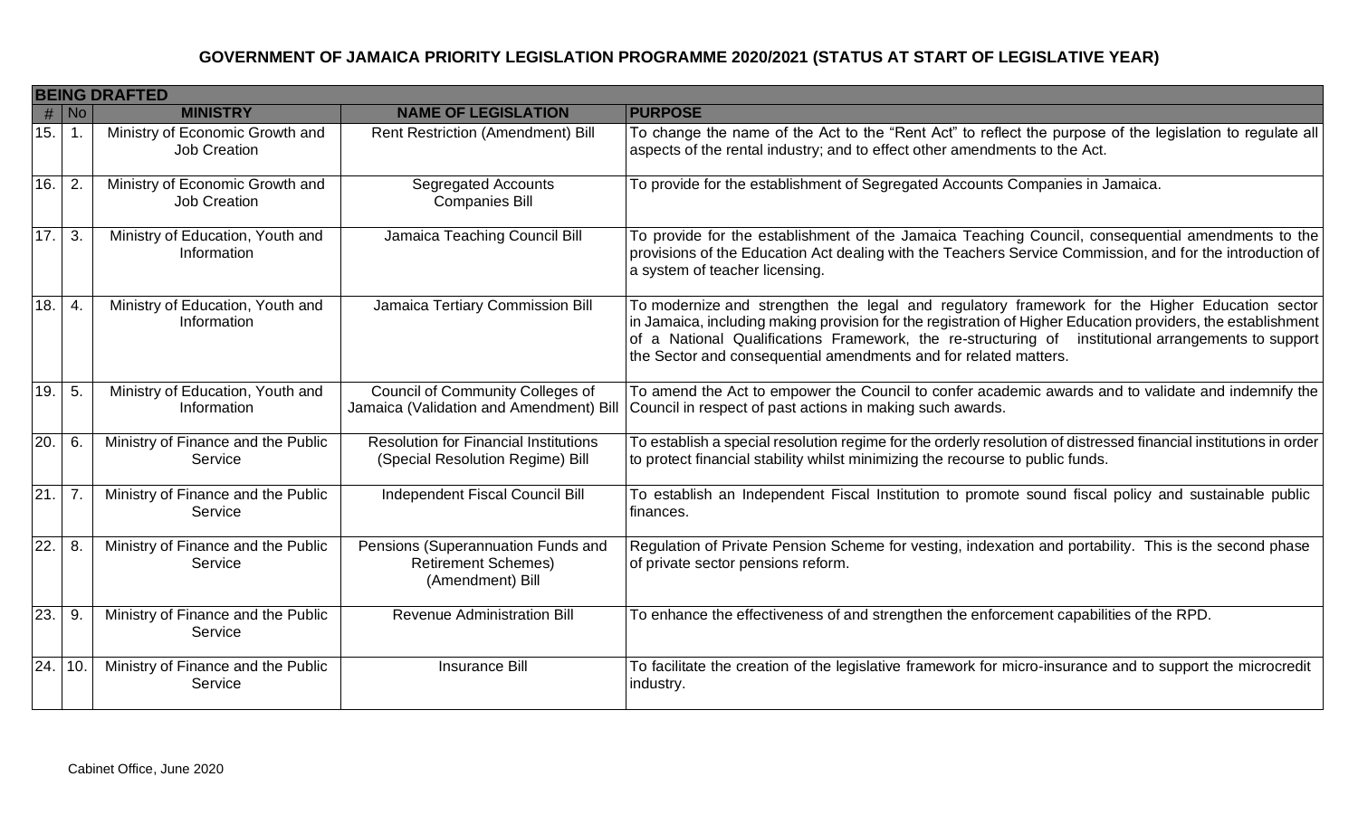# GOVERNMENT OF JAMAICA PRIORITY LEGISLATION PROGRAMME 2020/2021 (STATUS AT START OF LEGISLATIVE YEAR)

| **BEING DRAFTED** | | | | |
|---|---|---|---|---|
| **#** | **No** | **MINISTRY** | **NAME OF LEGISLATION** | **PURPOSE** |
| 15. | 1. | Ministry of Economic Growth and Job Creation | Rent Restriction (Amendment) Bill | To change the name of the Act to the "Rent Act" to reflect the purpose of the legislation to regulate all aspects of the rental industry; and to effect other amendments to the Act. |
| 16. | 2. | Ministry of Economic Growth and Job Creation | Segregated Accounts Companies Bill | To provide for the establishment of Segregated Accounts Companies in Jamaica. |
| 17. | 3. | Ministry of Education, Youth and Information | Jamaica Teaching Council Bill | To provide for the establishment of the Jamaica Teaching Council, consequential amendments to the provisions of the Education Act dealing with the Teachers Service Commission, and for the introduction of a system of teacher licensing. |
| 18. | 4. | Ministry of Education, Youth and Information | Jamaica Tertiary Commission Bill | To modernize and strengthen the legal and regulatory framework for the Higher Education sector in Jamaica, including making provision for the registration of Higher Education providers, the establishment of a National Qualifications Framework, the re-structuring of institutional arrangements to support the Sector and consequential amendments and for related matters. |
| 19. | 5. | Ministry of Education, Youth and Information | Council of Community Colleges of Jamaica (Validation and Amendment) Bill | To amend the Act to empower the Council to confer academic awards and to validate and indemnify the Council in respect of past actions in making such awards. |
| 20. | 6. | Ministry of Finance and the Public Service | Resolution for Financial Institutions (Special Resolution Regime) Bill | To establish a special resolution regime for the orderly resolution of distressed financial institutions in order to protect financial stability whilst minimizing the recourse to public funds. |
| 21. | 7. | Ministry of Finance and the Public Service | Independent Fiscal Council Bill | To establish an Independent Fiscal Institution to promote sound fiscal policy and sustainable public finances. |
| 22. | 8. | Ministry of Finance and the Public Service | Pensions (Superannuation Funds and Retirement Schemes) (Amendment) Bill | Regulation of Private Pension Scheme for vesting, indexation and portability. This is the second phase of private sector pensions reform. |
| 23. | 9. | Ministry of Finance and the Public Service | Revenue Administration Bill | To enhance the effectiveness of and strengthen the enforcement capabilities of the RPD. |
| 24. | 10. | Ministry of Finance and the Public Service | Insurance Bill | To facilitate the creation of the legislative framework for micro-insurance and to support the microcredit industry. |

Cabinet Office, June 2020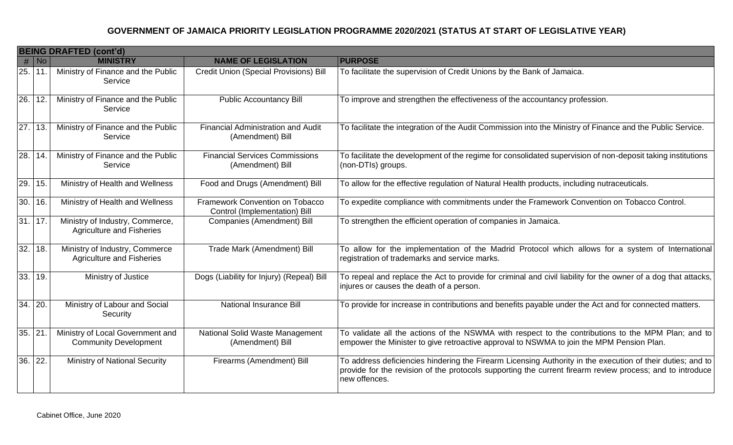## GOVERNMENT OF JAMAICA PRIORITY LEGISLATION PROGRAMME 2020/2021 (STATUS AT START OF LEGISLATIVE YEAR)

| **BEING DRAFTED (cont'd)** | | | | |
|---|---|---|---|---|
| **#** | **No** | **MINISTRY** | **NAME OF LEGISLATION** | **PURPOSE** |
| 25. | 11. | Ministry of Finance and the Public Service | Credit Union (Special Provisions) Bill | To facilitate the supervision of Credit Unions by the Bank of Jamaica. |
| 26. | 12. | Ministry of Finance and the Public Service | Public Accountancy Bill | To improve and strengthen the effectiveness of the accountancy profession. |
| 27. | 13. | Ministry of Finance and the Public Service | Financial Administration and Audit (Amendment) Bill | To facilitate the integration of the Audit Commission into the Ministry of Finance and the Public Service. |
| 28. | 14. | Ministry of Finance and the Public Service | Financial Services Commissions (Amendment) Bill | To facilitate the development of the regime for consolidated supervision of non-deposit taking institutions (non-DTIs) groups. |
| 29. | 15. | Ministry of Health and Wellness | Food and Drugs (Amendment) Bill | To allow for the effective regulation of Natural Health products, including nutraceuticals. |
| 30. | 16. | Ministry of Health and Wellness | Framework Convention on Tobacco Control (Implementation) Bill | To expedite compliance with commitments under the Framework Convention on Tobacco Control. |
| 31. | 17. | Ministry of Industry, Commerce, Agriculture and Fisheries | Companies (Amendment) Bill | To strengthen the efficient operation of companies in Jamaica. |
| 32. | 18. | Ministry of Industry, Commerce Agriculture and Fisheries | Trade Mark (Amendment) Bill | To allow for the implementation of the Madrid Protocol which allows for a system of International registration of trademarks and service marks. |
| 33. | 19. | Ministry of Justice | Dogs (Liability for Injury) (Repeal) Bill | To repeal and replace the Act to provide for criminal and civil liability for the owner of a dog that attacks, injures or causes the death of a person. |
| 34. | 20. | Ministry of Labour and Social Security | National Insurance Bill | To provide for increase in contributions and benefits payable under the Act and for connected matters. |
| 35. | 21. | Ministry of Local Government and Community Development | National Solid Waste Management (Amendment) Bill | To validate all the actions of the NSWMA with respect to the contributions to the MPM Plan; and to empower the Minister to give retroactive approval to NSWMA to join the MPM Pension Plan. |
| 36. | 22. | Ministry of National Security | Firearms (Amendment) Bill | To address deficiencies hindering the Firearm Licensing Authority in the execution of their duties; and to provide for the revision of the protocols supporting the current firearm review process; and to introduce new offences. |

Cabinet Office, June 2020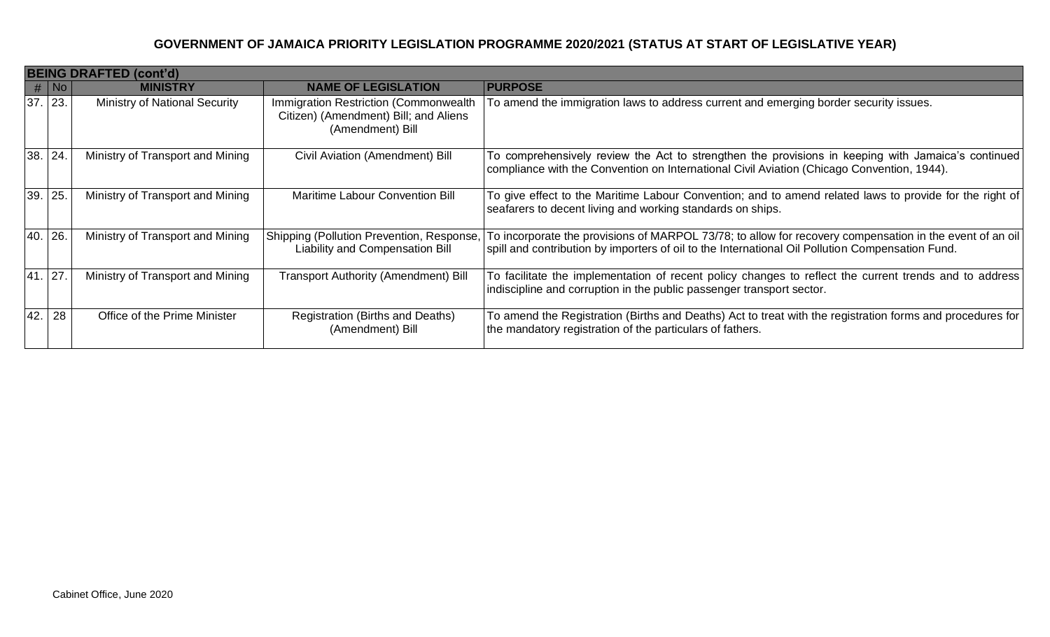## GOVERNMENT OF JAMAICA PRIORITY LEGISLATION PROGRAMME 2020/2021 (STATUS AT START OF LEGISLATIVE YEAR)

| BEING DRAFTED (cont'd) | | | | |
|---|---|---|---|---|
| # | No | MINISTRY | NAME OF LEGISLATION | PURPOSE |
| 37. | 23. | Ministry of National Security | Immigration Restriction (Commonwealth Citizen) (Amendment) Bill; and Aliens (Amendment) Bill | To amend the immigration laws to address current and emerging border security issues. |
| 38. | 24. | Ministry of Transport and Mining | Civil Aviation (Amendment) Bill | To comprehensively review the Act to strengthen the provisions in keeping with Jamaica's continued compliance with the Convention on International Civil Aviation (Chicago Convention, 1944). |
| 39. | 25. | Ministry of Transport and Mining | Maritime Labour Convention Bill | To give effect to the Maritime Labour Convention; and to amend related laws to provide for the right of seafarers to decent living and working standards on ships. |
| 40. | 26. | Ministry of Transport and Mining | Shipping (Pollution Prevention, Response, Liability and Compensation Bill | To incorporate the provisions of MARPOL 73/78; to allow for recovery compensation in the event of an oil spill and contribution by importers of oil to the International Oil Pollution Compensation Fund. |
| 41. | 27. | Ministry of Transport and Mining | Transport Authority (Amendment) Bill | To facilitate the implementation of recent policy changes to reflect the current trends and to address indiscipline and corruption in the public passenger transport sector. |
| 42. | 28 | Office of the Prime Minister | Registration (Births and Deaths) (Amendment) Bill | To amend the Registration (Births and Deaths) Act to treat with the registration forms and procedures for the mandatory registration of the particulars of fathers. |

Cabinet Office, June 2020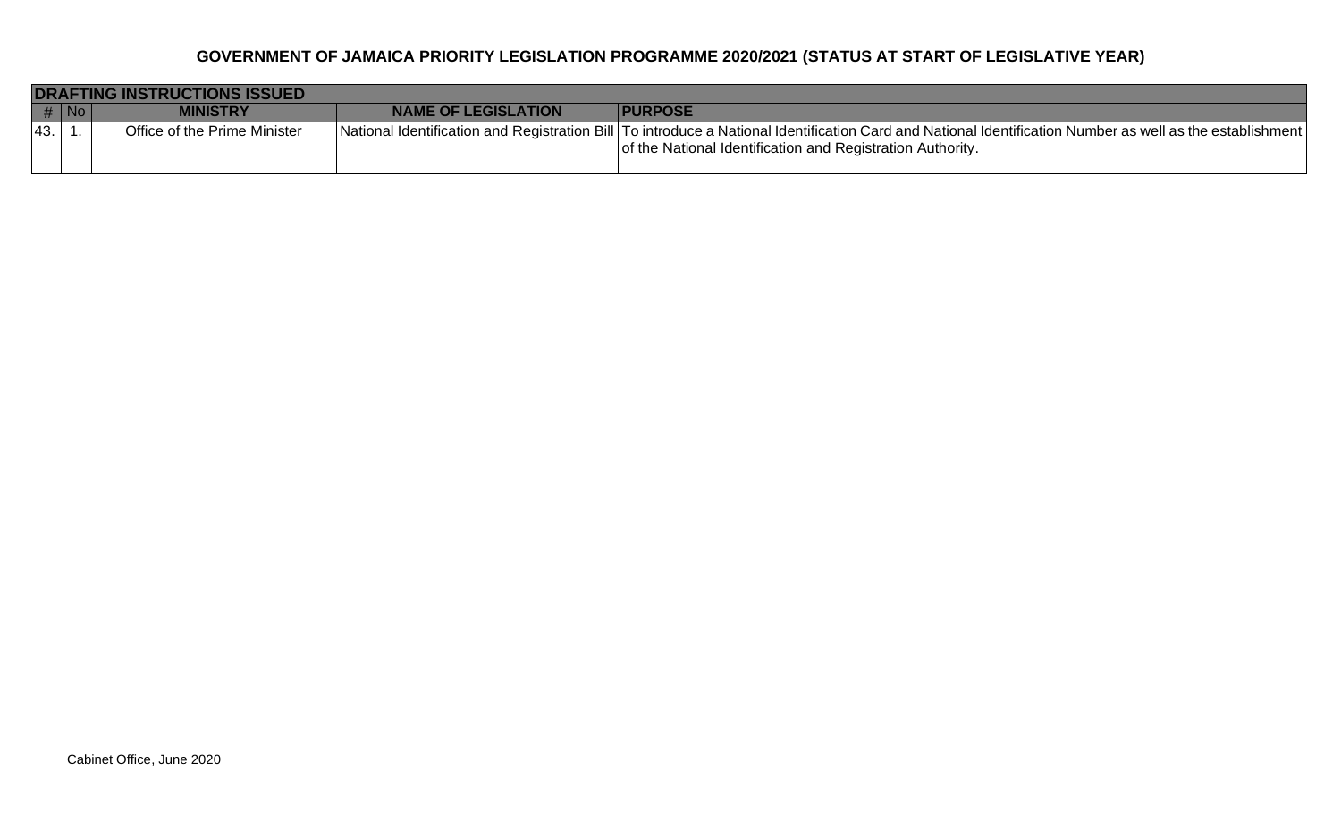**GOVERNMENT OF JAMAICA PRIORITY LEGISLATION PROGRAMME 2020/2021 (STATUS AT START OF LEGISLATIVE YEAR)**

| **DRAFTING INSTRUCTIONS ISSUED** | | | | |
|---|---|---|---|---|
| **#** | **No** | **MINISTRY** | **NAME OF LEGISLATION** | **PURPOSE** |
| 43. | 1. | Office of the Prime Minister | National Identification and Registration Bill | To introduce a National Identification Card and National Identification Number as well as the establishment of the National Identification and Registration Authority. |

Cabinet Office, June 2020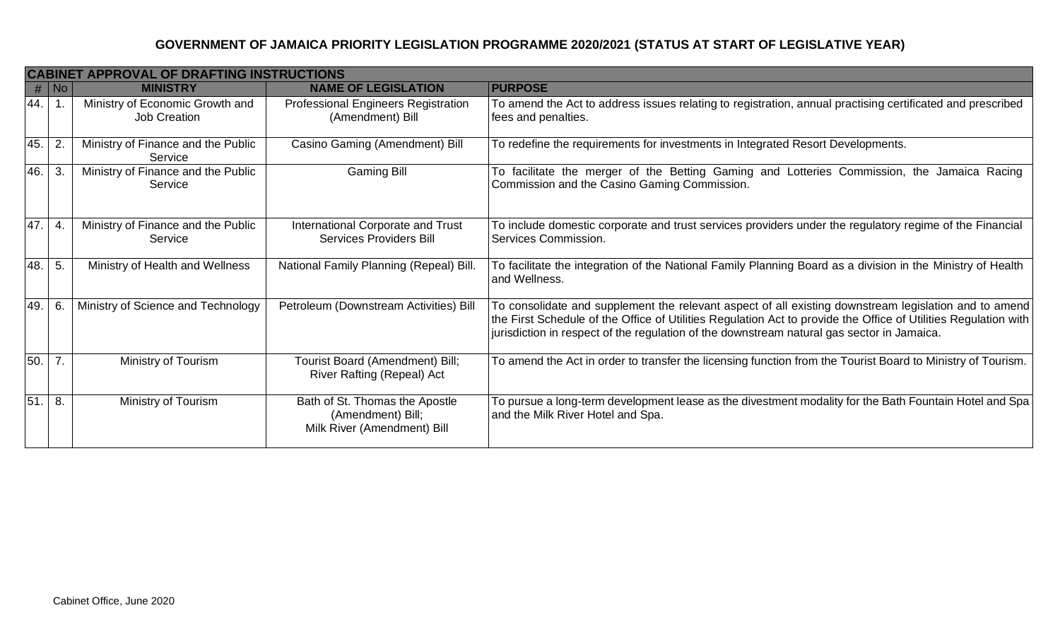## GOVERNMENT OF JAMAICA PRIORITY LEGISLATION PROGRAMME 2020/2021 (STATUS AT START OF LEGISLATIVE YEAR)

| CABINET APPROVAL OF DRAFTING INSTRUCTIONS | | | | |
|---|---|---|---|---|
| # | No | MINISTRY | NAME OF LEGISLATION | PURPOSE |
| 44. | 1. | Ministry of Economic Growth and Job Creation | Professional Engineers Registration (Amendment) Bill | To amend the Act to address issues relating to registration, annual practising certificated and prescribed fees and penalties. |
| 45. | 2. | Ministry of Finance and the Public Service | Casino Gaming (Amendment) Bill | To redefine the requirements for investments in Integrated Resort Developments. |
| 46. | 3. | Ministry of Finance and the Public Service | Gaming Bill | To facilitate the merger of the Betting Gaming and Lotteries Commission, the Jamaica Racing Commission and the Casino Gaming Commission. |
| 47. | 4. | Ministry of Finance and the Public Service | International Corporate and Trust Services Providers Bill | To include domestic corporate and trust services providers under the regulatory regime of the Financial Services Commission. |
| 48. | 5. | Ministry of Health and Wellness | National Family Planning (Repeal) Bill. | To facilitate the integration of the National Family Planning Board as a division in the Ministry of Health and Wellness. |
| 49. | 6. | Ministry of Science and Technology | Petroleum (Downstream Activities) Bill | To consolidate and supplement the relevant aspect of all existing downstream legislation and to amend the First Schedule of the Office of Utilities Regulation Act to provide the Office of Utilities Regulation with jurisdiction in respect of the regulation of the downstream natural gas sector in Jamaica. |
| 50. | 7. | Ministry of Tourism | Tourist Board (Amendment) Bill; River Rafting (Repeal) Act | To amend the Act in order to transfer the licensing function from the Tourist Board to Ministry of Tourism. |
| 51. | 8. | Ministry of Tourism | Bath of St. Thomas the Apostle (Amendment) Bill; Milk River (Amendment) Bill | To pursue a long-term development lease as the divestment modality for the Bath Fountain Hotel and Spa and the Milk River Hotel and Spa. |

Cabinet Office, June 2020